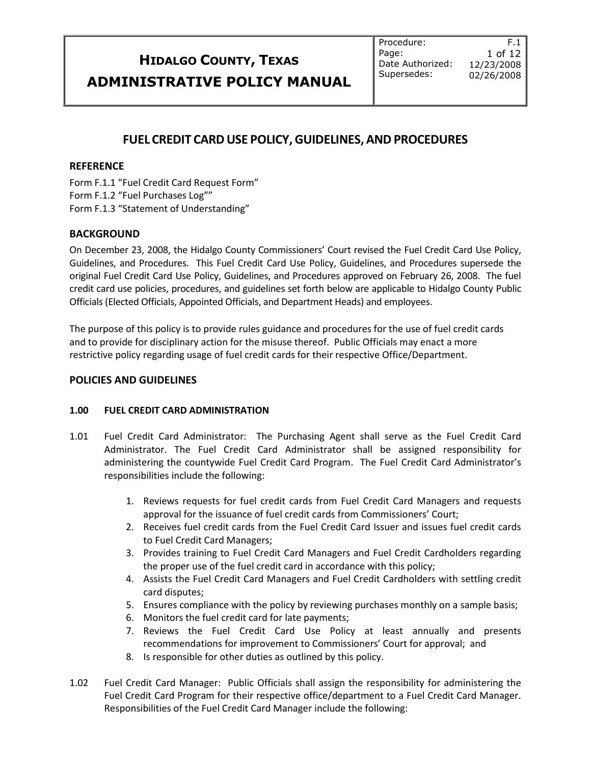# HIDALGO COUNTY, TEXAS
# ADMINISTRATIVE POLICY MANUAL

| | |
|---|---|
| Procedure: | F.1 |
| Date Authorized: | 12/23/2008 |
| Supersedes: | 02/26/2008 |

## FUEL CREDIT CARD USE POLICY, GUIDELINES, AND PROCEDURES

### REFERENCE

Form F.1.1 "Fuel Credit Card Request Form"
Form F.1.2 "Fuel Purchases Log""
Form F.1.3 "Statement of Understanding"

### BACKGROUND

On December 23, 2008, the Hidalgo County Commissioners' Court revised the Fuel Credit Card Use Policy, Guidelines, and Procedures. This Fuel Credit Card Use Policy, Guidelines, and Procedures supersede the original Fuel Credit Card Use Policy, Guidelines, and Procedures approved on February 26, 2008. The fuel credit card use policies, procedures, and guidelines set forth below are applicable to Hidalgo County Public Officials (Elected Officials, Appointed Officials, and Department Heads) and employees.

The purpose of this policy is to provide rules guidance and procedures for the use of fuel credit cards and to provide for disciplinary action for the misuse thereof. Public Officials may enact a more restrictive policy regarding usage of fuel credit cards for their respective Office/Department.

### POLICIES AND GUIDELINES

#### 1.00 FUEL CREDIT CARD ADMINISTRATION

1.01 Fuel Credit Card Administrator: The Purchasing Agent shall serve as the Fuel Credit Card Administrator. The Fuel Credit Card Administrator shall be assigned responsibility for administering the countywide Fuel Credit Card Program. The Fuel Credit Card Administrator's responsibilities include the following:

1. Reviews requests for fuel credit cards from Fuel Credit Card Managers and requests approval for the issuance of fuel credit cards from Commissioners' Court;
2. Receives fuel credit cards from the Fuel Credit Card Issuer and issues fuel credit cards to Fuel Credit Card Managers;
3. Provides training to Fuel Credit Card Managers and Fuel Credit Cardholders regarding the proper use of the fuel credit card in accordance with this policy;
4. Assists the Fuel Credit Card Managers and Fuel Credit Cardholders with settling credit card disputes;
5. Ensures compliance with the policy by reviewing purchases monthly on a sample basis;
6. Monitors the fuel credit card for late payments;
7. Reviews the Fuel Credit Card Use Policy at least annually and presents recommendations for improvement to Commissioners' Court for approval; and
8. Is responsible for other duties as outlined by this policy.

1.02 Fuel Credit Card Manager: Public Officials shall assign the responsibility for administering the Fuel Credit Card Program for their respective office/department to a Fuel Credit Card Manager. Responsibilities of the Fuel Credit Card Manager include the following: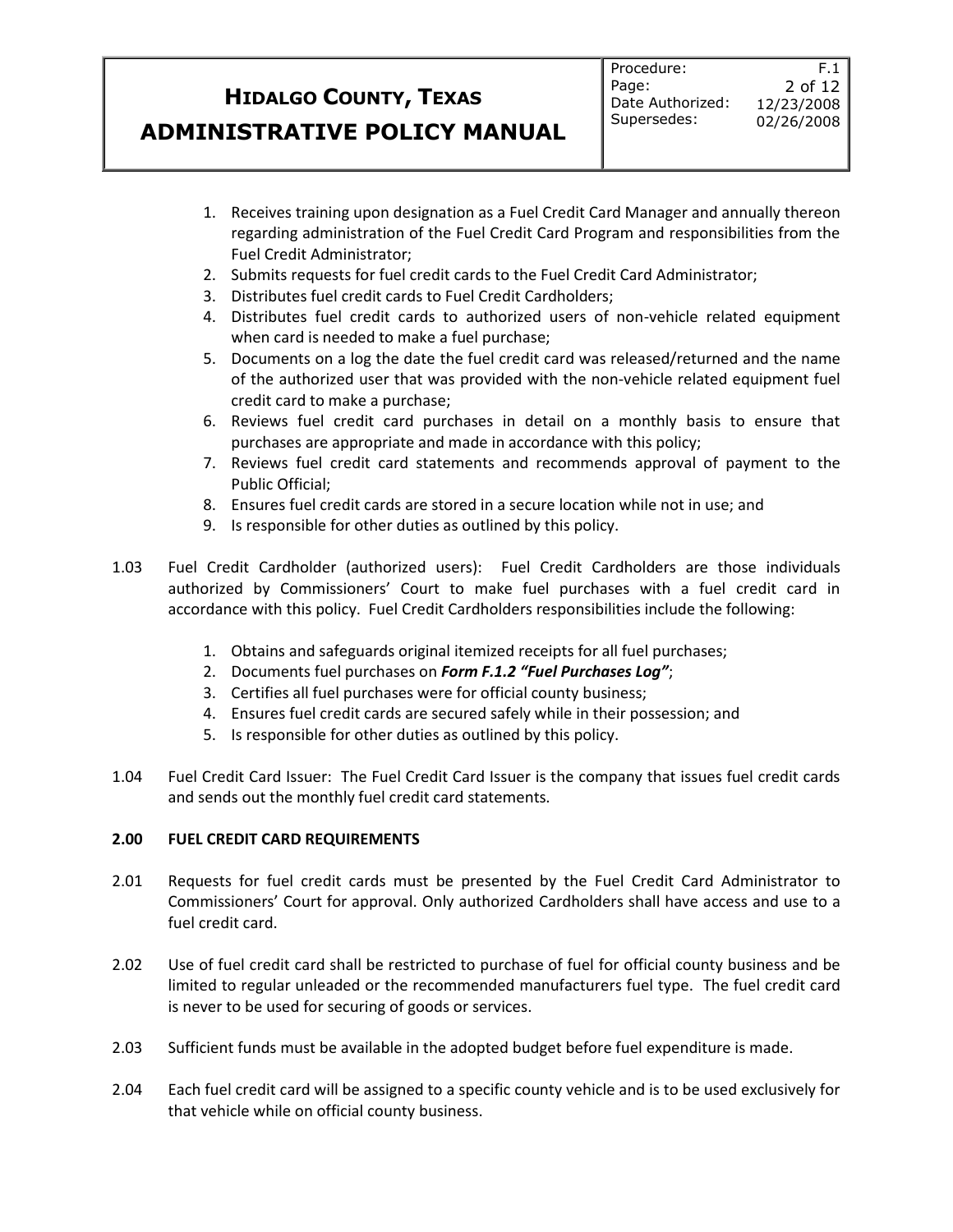1. Receives training upon designation as a Fuel Credit Card Manager and annually thereon regarding administration of the Fuel Credit Card Program and responsibilities from the Fuel Credit Administrator;
2. Submits requests for fuel credit cards to the Fuel Credit Card Administrator;
3. Distributes fuel credit cards to Fuel Credit Cardholders;
4. Distributes fuel credit cards to authorized users of non-vehicle related equipment when card is needed to make a fuel purchase;
5. Documents on a log the date the fuel credit card was released/returned and the name of the authorized user that was provided with the non-vehicle related equipment fuel credit card to make a purchase;
6. Reviews fuel credit card purchases in detail on a monthly basis to ensure that purchases are appropriate and made in accordance with this policy;
7. Reviews fuel credit card statements and recommends approval of payment to the Public Official;
8. Ensures fuel credit cards are stored in a secure location while not in use; and
9. Is responsible for other duties as outlined by this policy.

1.03 Fuel Credit Cardholder (authorized users): Fuel Credit Cardholders are those individuals authorized by Commissioners' Court to make fuel purchases with a fuel credit card in accordance with this policy. Fuel Credit Cardholders responsibilities include the following:

1. Obtains and safeguards original itemized receipts for all fuel purchases;
2. Documents fuel purchases on ***Form F.1.2 "Fuel Purchases Log"***;
3. Certifies all fuel purchases were for official county business;
4. Ensures fuel credit cards are secured safely while in their possession; and
5. Is responsible for other duties as outlined by this policy.

1.04 Fuel Credit Card Issuer: The Fuel Credit Card Issuer is the company that issues fuel credit cards and sends out the monthly fuel credit card statements.

## 2.00 FUEL CREDIT CARD REQUIREMENTS

2.01 Requests for fuel credit cards must be presented by the Fuel Credit Card Administrator to Commissioners' Court for approval. Only authorized Cardholders shall have access and use to a fuel credit card.

2.02 Use of fuel credit card shall be restricted to purchase of fuel for official county business and be limited to regular unleaded or the recommended manufacturers fuel type. The fuel credit card is never to be used for securing of goods or services.

2.03 Sufficient funds must be available in the adopted budget before fuel expenditure is made.

2.04 Each fuel credit card will be assigned to a specific county vehicle and is to be used exclusively for that vehicle while on official county business.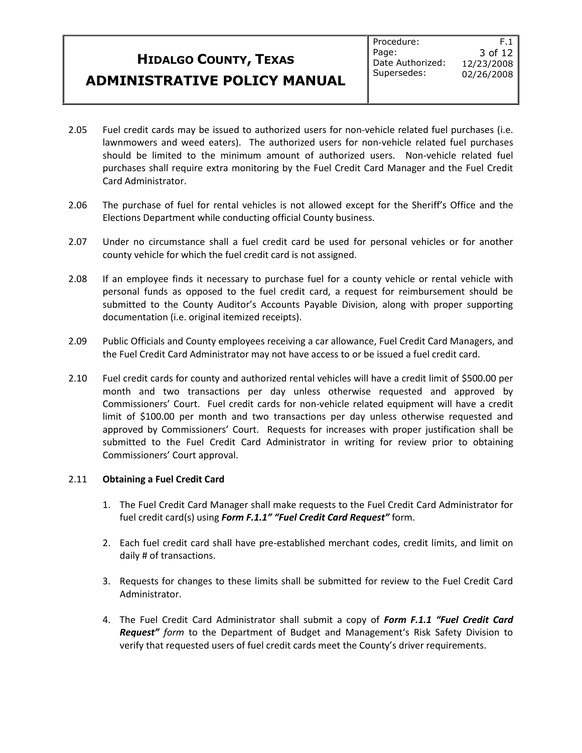2.05 Fuel credit cards may be issued to authorized users for non-vehicle related fuel purchases (i.e. lawnmowers and weed eaters). The authorized users for non-vehicle related fuel purchases should be limited to the minimum amount of authorized users. Non-vehicle related fuel purchases shall require extra monitoring by the Fuel Credit Card Manager and the Fuel Credit Card Administrator.

2.06 The purchase of fuel for rental vehicles is not allowed except for the Sheriff's Office and the Elections Department while conducting official County business.

2.07 Under no circumstance shall a fuel credit card be used for personal vehicles or for another county vehicle for which the fuel credit card is not assigned.

2.08 If an employee finds it necessary to purchase fuel for a county vehicle or rental vehicle with personal funds as opposed to the fuel credit card, a request for reimbursement should be submitted to the County Auditor's Accounts Payable Division, along with proper supporting documentation (i.e. original itemized receipts).

2.09 Public Officials and County employees receiving a car allowance, Fuel Credit Card Managers, and the Fuel Credit Card Administrator may not have access to or be issued a fuel credit card.

2.10 Fuel credit cards for county and authorized rental vehicles will have a credit limit of $500.00 per month and two transactions per day unless otherwise requested and approved by Commissioners' Court. Fuel credit cards for non-vehicle related equipment will have a credit limit of $100.00 per month and two transactions per day unless otherwise requested and approved by Commissioners' Court. Requests for increases with proper justification shall be submitted to the Fuel Credit Card Administrator in writing for review prior to obtaining Commissioners' Court approval.

2.11 **Obtaining a Fuel Credit Card**

1. The Fuel Credit Card Manager shall make requests to the Fuel Credit Card Administrator for fuel credit card(s) using ***Form F.1.1" "Fuel Credit Card Request"*** form.

2. Each fuel credit card shall have pre-established merchant codes, credit limits, and limit on daily # of transactions.

3. Requests for changes to these limits shall be submitted for review to the Fuel Credit Card Administrator.

4. The Fuel Credit Card Administrator shall submit a copy of ***Form F.1.1 "Fuel Credit Card Request"*** *form* to the Department of Budget and Management's Risk Safety Division to verify that requested users of fuel credit cards meet the County's driver requirements.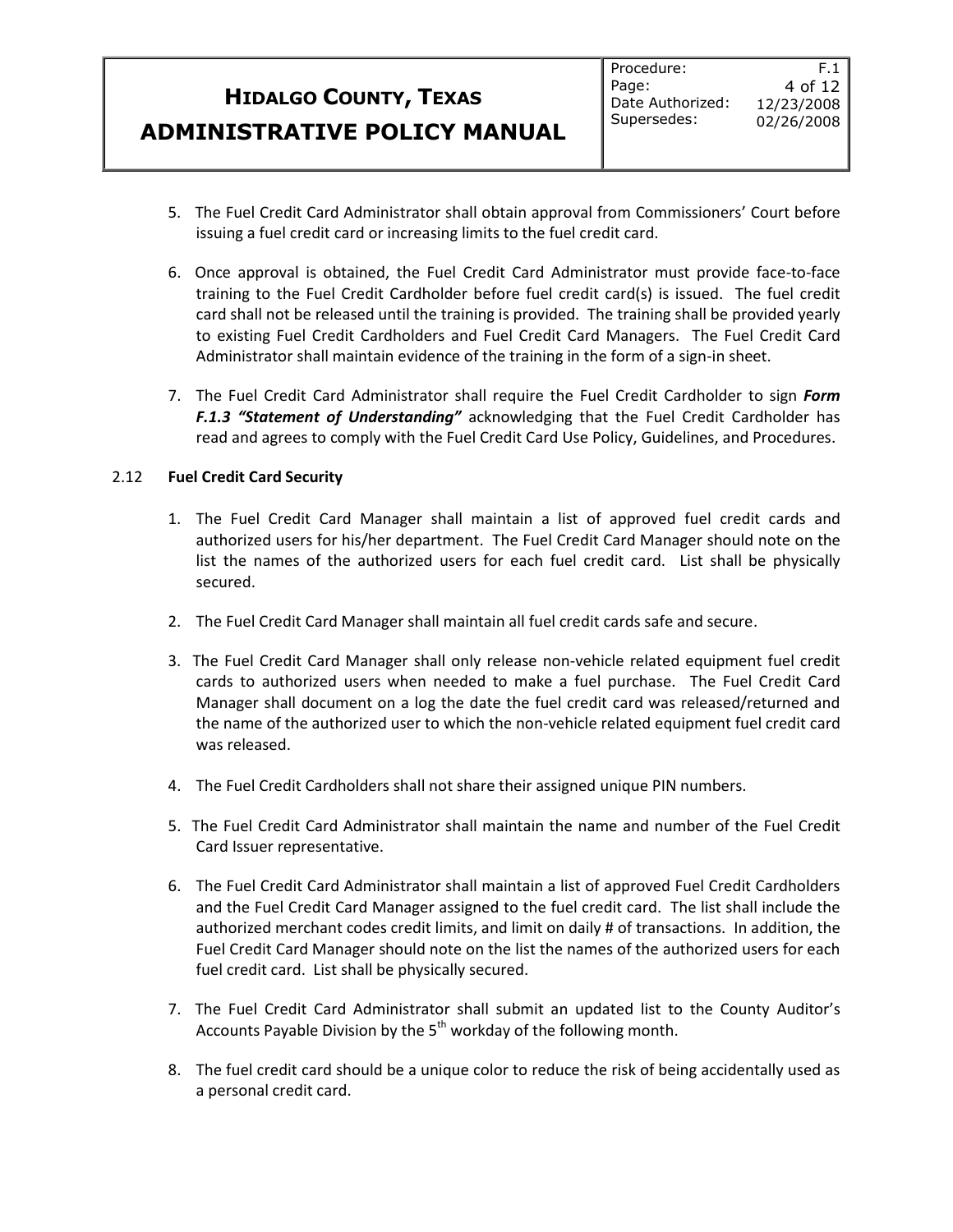5. The Fuel Credit Card Administrator shall obtain approval from Commissioners' Court before issuing a fuel credit card or increasing limits to the fuel credit card.

6. Once approval is obtained, the Fuel Credit Card Administrator must provide face-to-face training to the Fuel Credit Cardholder before fuel credit card(s) is issued. The fuel credit card shall not be released until the training is provided. The training shall be provided yearly to existing Fuel Credit Cardholders and Fuel Credit Card Managers. The Fuel Credit Card Administrator shall maintain evidence of the training in the form of a sign-in sheet.

7. The Fuel Credit Card Administrator shall require the Fuel Credit Cardholder to sign ***Form F.1.3 "Statement of Understanding"*** acknowledging that the Fuel Credit Cardholder has read and agrees to comply with the Fuel Credit Card Use Policy, Guidelines, and Procedures.

### 2.12 Fuel Credit Card Security

1. The Fuel Credit Card Manager shall maintain a list of approved fuel credit cards and authorized users for his/her department. The Fuel Credit Card Manager should note on the list the names of the authorized users for each fuel credit card. List shall be physically secured.

2. The Fuel Credit Card Manager shall maintain all fuel credit cards safe and secure.

3. The Fuel Credit Card Manager shall only release non-vehicle related equipment fuel credit cards to authorized users when needed to make a fuel purchase. The Fuel Credit Card Manager shall document on a log the date the fuel credit card was released/returned and the name of the authorized user to which the non-vehicle related equipment fuel credit card was released.

4. The Fuel Credit Cardholders shall not share their assigned unique PIN numbers.

5. The Fuel Credit Card Administrator shall maintain the name and number of the Fuel Credit Card Issuer representative.

6. The Fuel Credit Card Administrator shall maintain a list of approved Fuel Credit Cardholders and the Fuel Credit Card Manager assigned to the fuel credit card. The list shall include the authorized merchant codes credit limits, and limit on daily # of transactions. In addition, the Fuel Credit Card Manager should note on the list the names of the authorized users for each fuel credit card. List shall be physically secured.

7. The Fuel Credit Card Administrator shall submit an updated list to the County Auditor's Accounts Payable Division by the 5th workday of the following month.

8. The fuel credit card should be a unique color to reduce the risk of being accidentally used as a personal credit card.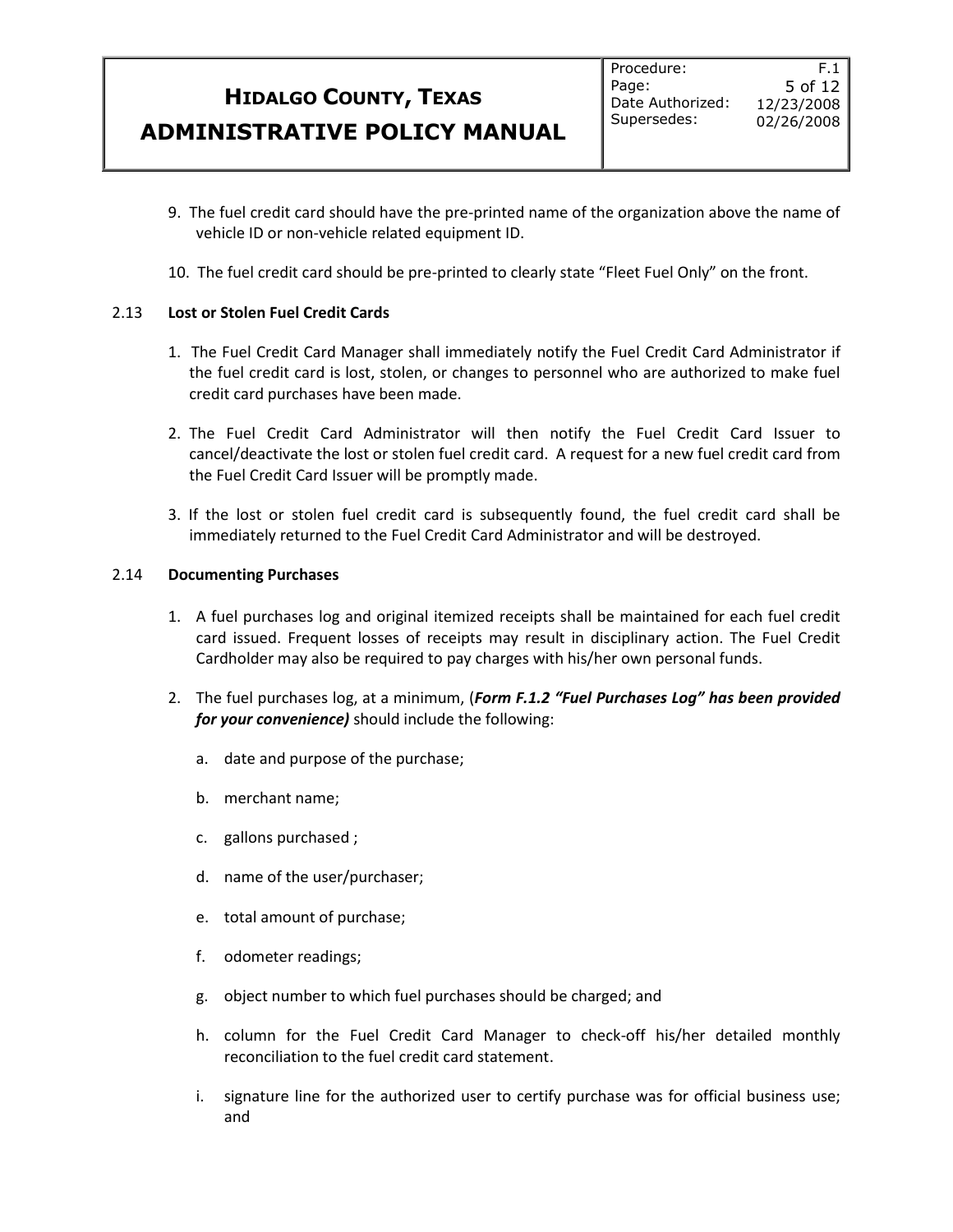9. The fuel credit card should have the pre-printed name of the organization above the name of vehicle ID or non-vehicle related equipment ID.

10. The fuel credit card should be pre-printed to clearly state "Fleet Fuel Only" on the front.

### 2.13 Lost or Stolen Fuel Credit Cards

1. The Fuel Credit Card Manager shall immediately notify the Fuel Credit Card Administrator if the fuel credit card is lost, stolen, or changes to personnel who are authorized to make fuel credit card purchases have been made.

2. The Fuel Credit Card Administrator will then notify the Fuel Credit Card Issuer to cancel/deactivate the lost or stolen fuel credit card. A request for a new fuel credit card from the Fuel Credit Card Issuer will be promptly made.

3. If the lost or stolen fuel credit card is subsequently found, the fuel credit card shall be immediately returned to the Fuel Credit Card Administrator and will be destroyed.

### 2.14 Documenting Purchases

1. A fuel purchases log and original itemized receipts shall be maintained for each fuel credit card issued. Frequent losses of receipts may result in disciplinary action. The Fuel Credit Cardholder may also be required to pay charges with his/her own personal funds.

2. The fuel purchases log, at a minimum, (***Form F.1.2 "Fuel Purchases Log" has been provided for your convenience)*** should include the following:

   a. date and purpose of the purchase;

   b. merchant name;

   c. gallons purchased ;

   d. name of the user/purchaser;

   e. total amount of purchase;

   f. odometer readings;

   g. object number to which fuel purchases should be charged; and

   h. column for the Fuel Credit Card Manager to check-off his/her detailed monthly reconciliation to the fuel credit card statement.

   i. signature line for the authorized user to certify purchase was for official business use; and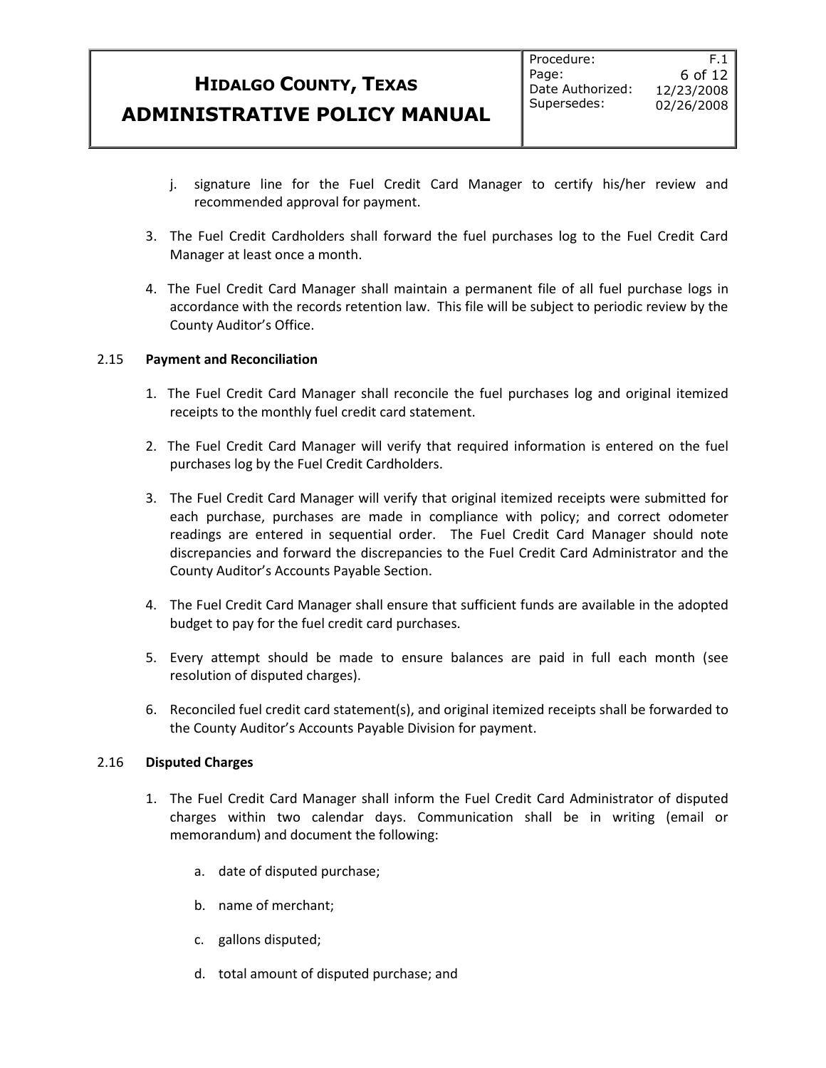j. signature line for the Fuel Credit Card Manager to certify his/her review and recommended approval for payment.

3. The Fuel Credit Cardholders shall forward the fuel purchases log to the Fuel Credit Card Manager at least once a month.

4. The Fuel Credit Card Manager shall maintain a permanent file of all fuel purchase logs in accordance with the records retention law. This file will be subject to periodic review by the County Auditor's Office.

2.15 **Payment and Reconciliation**

1. The Fuel Credit Card Manager shall reconcile the fuel purchases log and original itemized receipts to the monthly fuel credit card statement.

2. The Fuel Credit Card Manager will verify that required information is entered on the fuel purchases log by the Fuel Credit Cardholders.

3. The Fuel Credit Card Manager will verify that original itemized receipts were submitted for each purchase, purchases are made in compliance with policy; and correct odometer readings are entered in sequential order. The Fuel Credit Card Manager should note discrepancies and forward the discrepancies to the Fuel Credit Card Administrator and the County Auditor's Accounts Payable Section.

4. The Fuel Credit Card Manager shall ensure that sufficient funds are available in the adopted budget to pay for the fuel credit card purchases.

5. Every attempt should be made to ensure balances are paid in full each month (see resolution of disputed charges).

6. Reconciled fuel credit card statement(s), and original itemized receipts shall be forwarded to the County Auditor's Accounts Payable Division for payment.

2.16 **Disputed Charges**

1. The Fuel Credit Card Manager shall inform the Fuel Credit Card Administrator of disputed charges within two calendar days. Communication shall be in writing (email or memorandum) and document the following:

   a. date of disputed purchase;

   b. name of merchant;

   c. gallons disputed;

   d. total amount of disputed purchase; and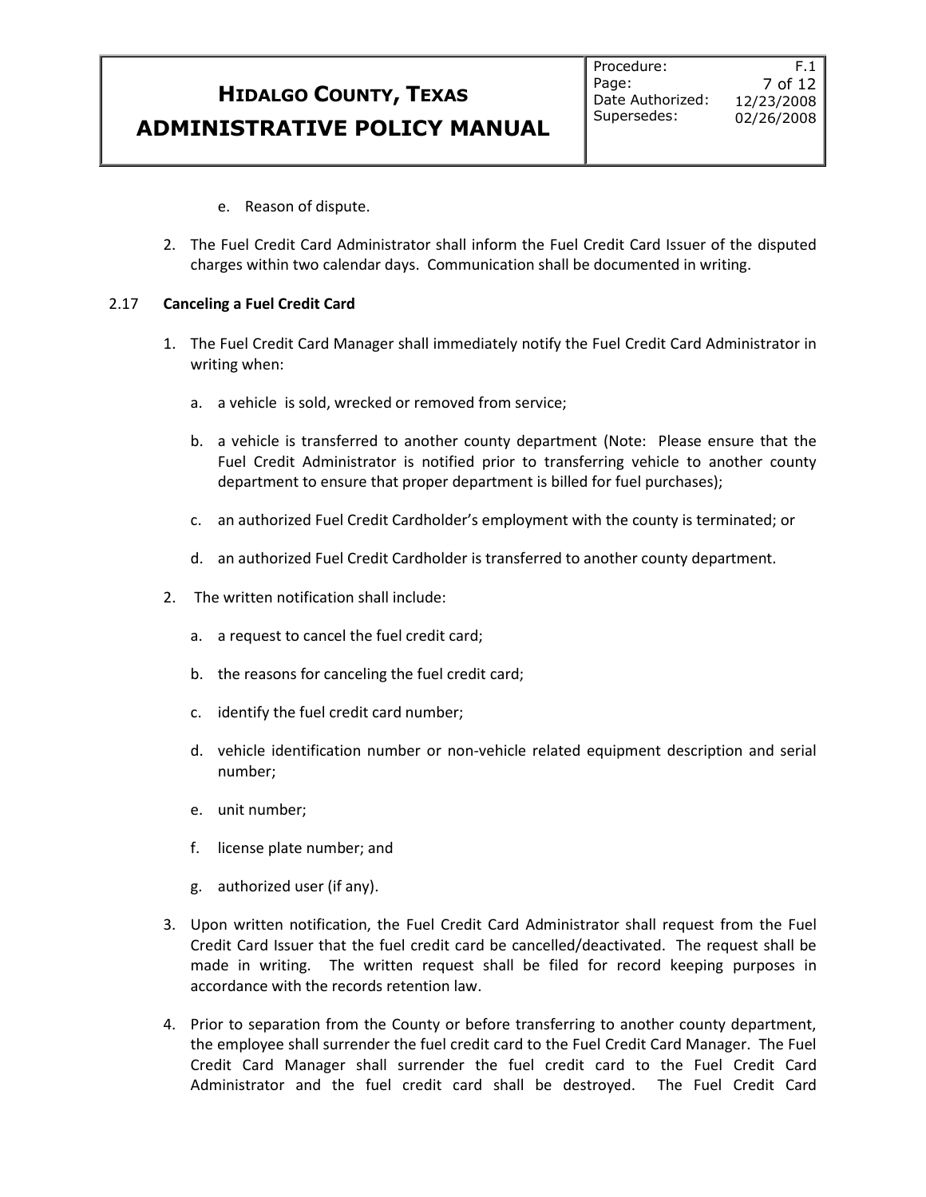e. Reason of dispute.

2. The Fuel Credit Card Administrator shall inform the Fuel Credit Card Issuer of the disputed charges within two calendar days. Communication shall be documented in writing.

### 2.17 Canceling a Fuel Credit Card

1. The Fuel Credit Card Manager shall immediately notify the Fuel Credit Card Administrator in writing when:

   a. a vehicle is sold, wrecked or removed from service;

   b. a vehicle is transferred to another county department (Note: Please ensure that the Fuel Credit Administrator is notified prior to transferring vehicle to another county department to ensure that proper department is billed for fuel purchases);

   c. an authorized Fuel Credit Cardholder's employment with the county is terminated; or

   d. an authorized Fuel Credit Cardholder is transferred to another county department.

2. The written notification shall include:

   a. a request to cancel the fuel credit card;

   b. the reasons for canceling the fuel credit card;

   c. identify the fuel credit card number;

   d. vehicle identification number or non-vehicle related equipment description and serial number;

   e. unit number;

   f. license plate number; and

   g. authorized user (if any).

3. Upon written notification, the Fuel Credit Card Administrator shall request from the Fuel Credit Card Issuer that the fuel credit card be cancelled/deactivated. The request shall be made in writing. The written request shall be filed for record keeping purposes in accordance with the records retention law.

4. Prior to separation from the County or before transferring to another county department, the employee shall surrender the fuel credit card to the Fuel Credit Card Manager. The Fuel Credit Card Manager shall surrender the fuel credit card to the Fuel Credit Card Administrator and the fuel credit card shall be destroyed. The Fuel Credit Card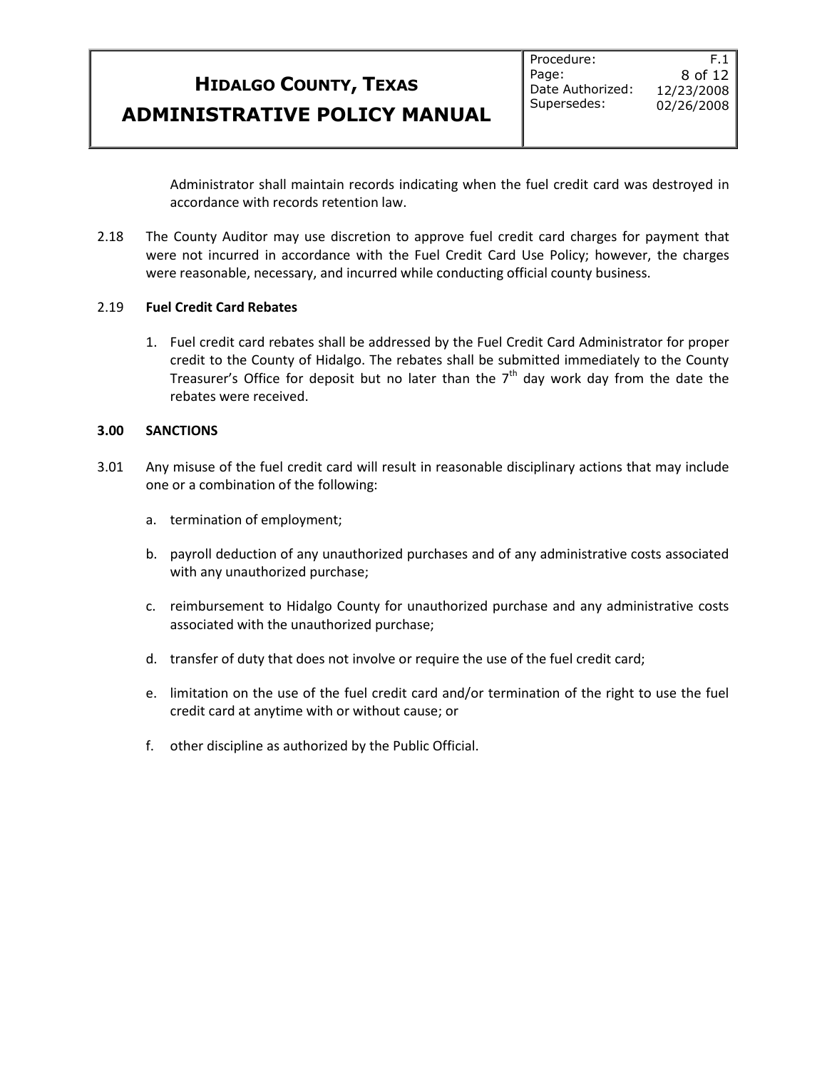Administrator shall maintain records indicating when the fuel credit card was destroyed in accordance with records retention law.

2.18 The County Auditor may use discretion to approve fuel credit card charges for payment that were not incurred in accordance with the Fuel Credit Card Use Policy; however, the charges were reasonable, necessary, and incurred while conducting official county business.

2.19 **Fuel Credit Card Rebates**

1. Fuel credit card rebates shall be addressed by the Fuel Credit Card Administrator for proper credit to the County of Hidalgo. The rebates shall be submitted immediately to the County Treasurer's Office for deposit but no later than the 7th day work day from the date the rebates were received.

## 3.00 SANCTIONS

3.01 Any misuse of the fuel credit card will result in reasonable disciplinary actions that may include one or a combination of the following:

a. termination of employment;

b. payroll deduction of any unauthorized purchases and of any administrative costs associated with any unauthorized purchase;

c. reimbursement to Hidalgo County for unauthorized purchase and any administrative costs associated with the unauthorized purchase;

d. transfer of duty that does not involve or require the use of the fuel credit card;

e. limitation on the use of the fuel credit card and/or termination of the right to use the fuel credit card at anytime with or without cause; or

f. other discipline as authorized by the Public Official.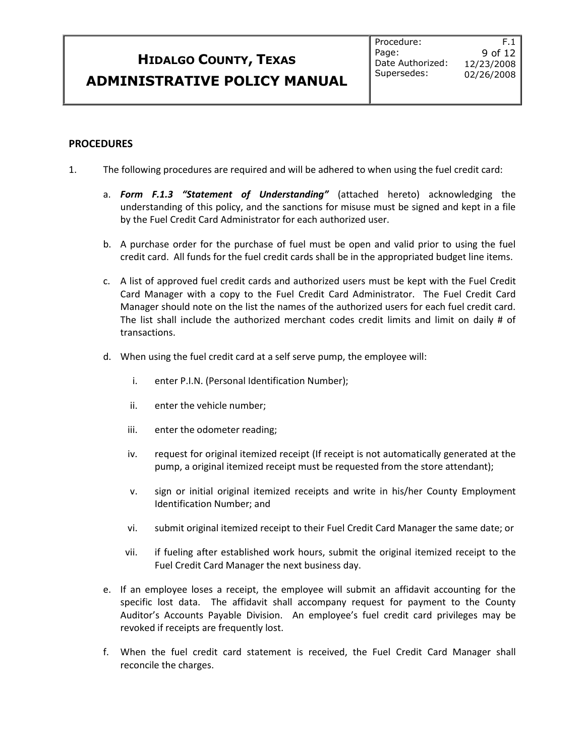## PROCEDURES

1. The following procedures are required and will be adhered to when using the fuel credit card:

   a. ***Form F.1.3 "Statement of Understanding"*** (attached hereto) acknowledging the understanding of this policy, and the sanctions for misuse must be signed and kept in a file by the Fuel Credit Card Administrator for each authorized user.

   b. A purchase order for the purchase of fuel must be open and valid prior to using the fuel credit card. All funds for the fuel credit cards shall be in the appropriated budget line items.

   c. A list of approved fuel credit cards and authorized users must be kept with the Fuel Credit Card Manager with a copy to the Fuel Credit Card Administrator. The Fuel Credit Card Manager should note on the list the names of the authorized users for each fuel credit card. The list shall include the authorized merchant codes credit limits and limit on daily # of transactions.

   d. When using the fuel credit card at a self serve pump, the employee will:

      i. enter P.I.N. (Personal Identification Number);

      ii. enter the vehicle number;

      iii. enter the odometer reading;

      iv. request for original itemized receipt (If receipt is not automatically generated at the pump, a original itemized receipt must be requested from the store attendant);

      v. sign or initial original itemized receipts and write in his/her County Employment Identification Number; and

      vi. submit original itemized receipt to their Fuel Credit Card Manager the same date; or

      vii. if fueling after established work hours, submit the original itemized receipt to the Fuel Credit Card Manager the next business day.

   e. If an employee loses a receipt, the employee will submit an affidavit accounting for the specific lost data. The affidavit shall accompany request for payment to the County Auditor's Accounts Payable Division. An employee's fuel credit card privileges may be revoked if receipts are frequently lost.

   f. When the fuel credit card statement is received, the Fuel Credit Card Manager shall reconcile the charges.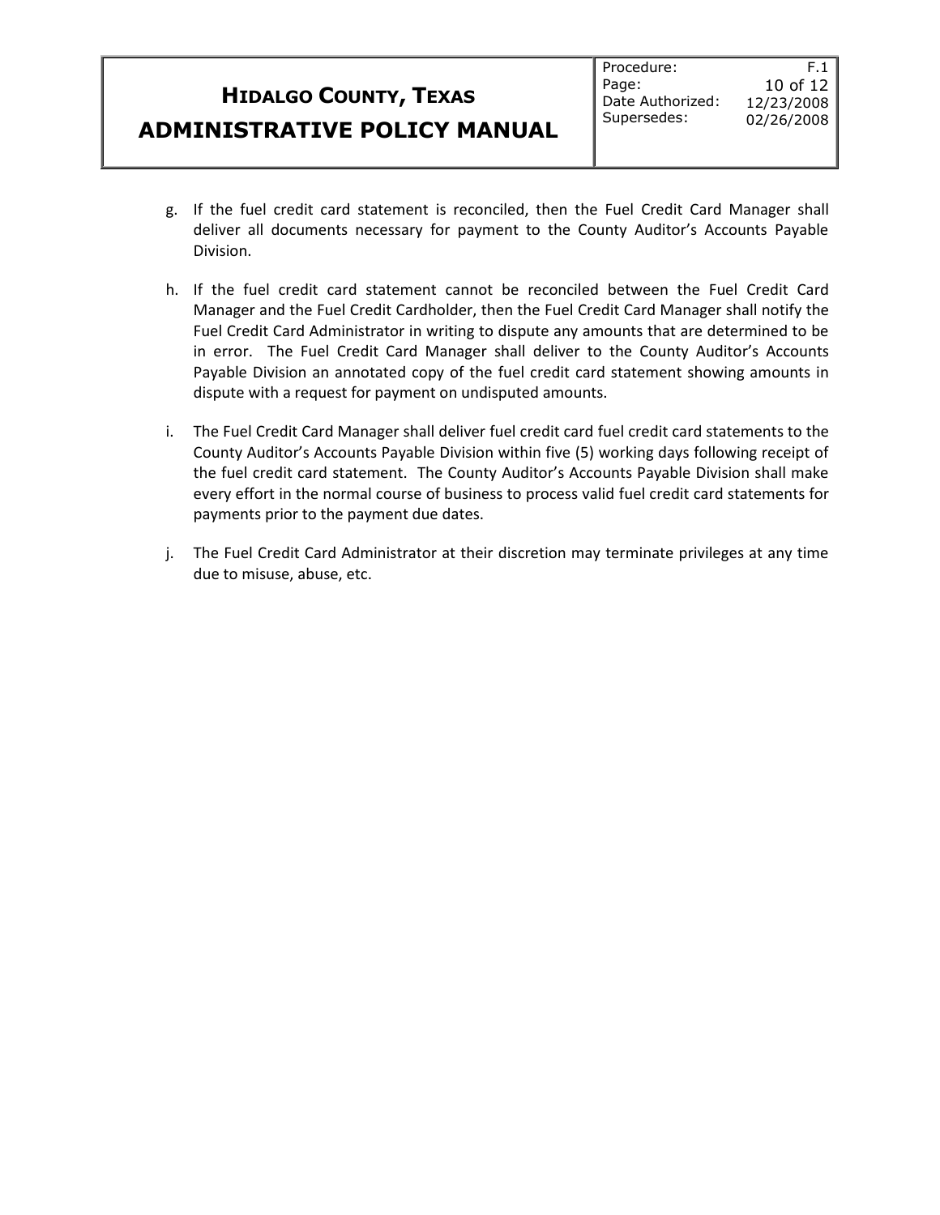g. If the fuel credit card statement is reconciled, then the Fuel Credit Card Manager shall deliver all documents necessary for payment to the County Auditor's Accounts Payable Division.

h. If the fuel credit card statement cannot be reconciled between the Fuel Credit Card Manager and the Fuel Credit Cardholder, then the Fuel Credit Card Manager shall notify the Fuel Credit Card Administrator in writing to dispute any amounts that are determined to be in error. The Fuel Credit Card Manager shall deliver to the County Auditor's Accounts Payable Division an annotated copy of the fuel credit card statement showing amounts in dispute with a request for payment on undisputed amounts.

i. The Fuel Credit Card Manager shall deliver fuel credit card fuel credit card statements to the County Auditor's Accounts Payable Division within five (5) working days following receipt of the fuel credit card statement. The County Auditor's Accounts Payable Division shall make every effort in the normal course of business to process valid fuel credit card statements for payments prior to the payment due dates.

j. The Fuel Credit Card Administrator at their discretion may terminate privileges at any time due to misuse, abuse, etc.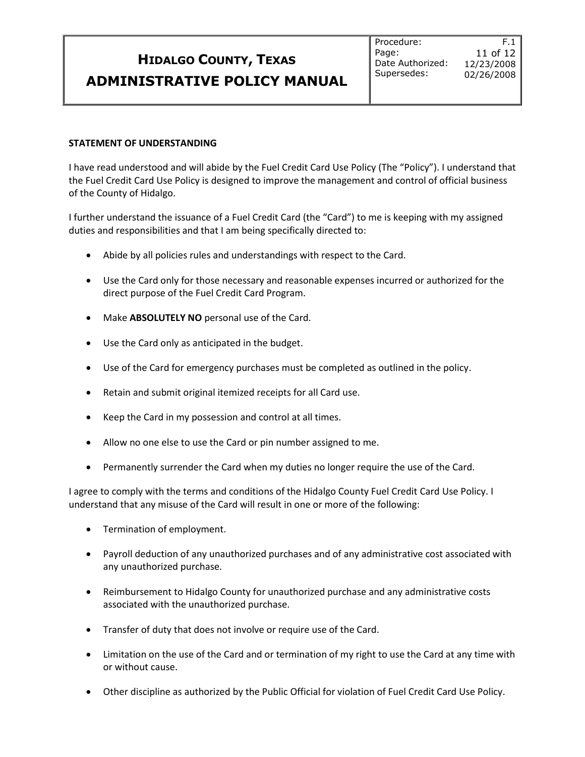## STATEMENT OF UNDERSTANDING

I have read understood and will abide by the Fuel Credit Card Use Policy (The "Policy"). I understand that the Fuel Credit Card Use Policy is designed to improve the management and control of official business of the County of Hidalgo.

I further understand the issuance of a Fuel Credit Card (the "Card") to me is keeping with my assigned duties and responsibilities and that I am being specifically directed to:

- Abide by all policies rules and understandings with respect to the Card.
- Use the Card only for those necessary and reasonable expenses incurred or authorized for the direct purpose of the Fuel Credit Card Program.
- Make **ABSOLUTELY NO** personal use of the Card.
- Use the Card only as anticipated in the budget.
- Use of the Card for emergency purchases must be completed as outlined in the policy.
- Retain and submit original itemized receipts for all Card use.
- Keep the Card in my possession and control at all times.
- Allow no one else to use the Card or pin number assigned to me.
- Permanently surrender the Card when my duties no longer require the use of the Card.

I agree to comply with the terms and conditions of the Hidalgo County Fuel Credit Card Use Policy. I understand that any misuse of the Card will result in one or more of the following:

- Termination of employment.
- Payroll deduction of any unauthorized purchases and of any administrative cost associated with any unauthorized purchase.
- Reimbursement to Hidalgo County for unauthorized purchase and any administrative costs associated with the unauthorized purchase.
- Transfer of duty that does not involve or require use of the Card.
- Limitation on the use of the Card and or termination of my right to use the Card at any time with or without cause.
- Other discipline as authorized by the Public Official for violation of Fuel Credit Card Use Policy.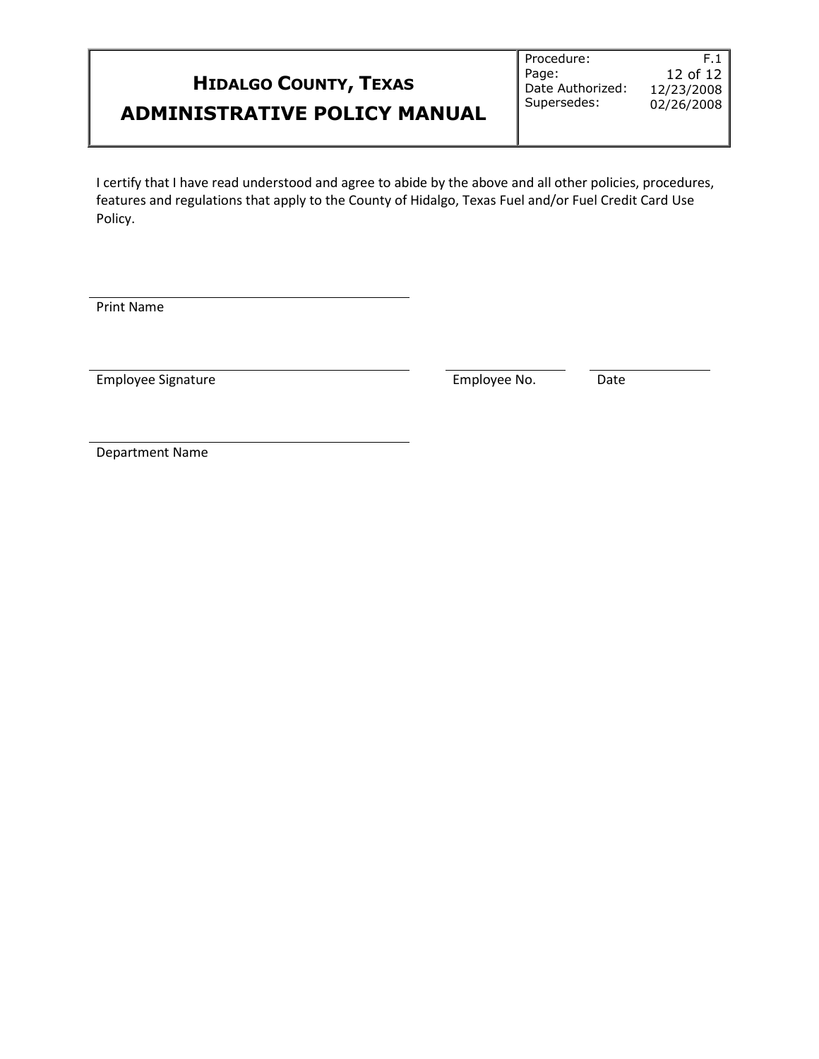I certify that I have read understood and agree to abide by the above and all other policies, procedures, features and regulations that apply to the County of Hidalgo, Texas Fuel and/or Fuel Credit Card Use Policy.

\_\_\_\_\_\_\_\_\_\_\_\_\_\_\_\_\_\_\_\_\_\_\_\_\_\_\_\_\_\_\_\_\_\_\_\_\_\_\_\_
Print Name

\_\_\_\_\_\_\_\_\_\_\_\_\_\_\_\_\_\_\_\_\_\_\_\_\_\_\_\_\_\_\_\_\_\_\_\_\_\_\_\_ \_\_\_\_\_\_\_\_\_\_\_\_\_\_\_ \_\_\_\_\_\_\_\_\_\_\_\_\_\_\_
Employee Signature Employee No. Date

\_\_\_\_\_\_\_\_\_\_\_\_\_\_\_\_\_\_\_\_\_\_\_\_\_\_\_\_\_\_\_\_\_\_\_\_\_\_\_\_
Department Name